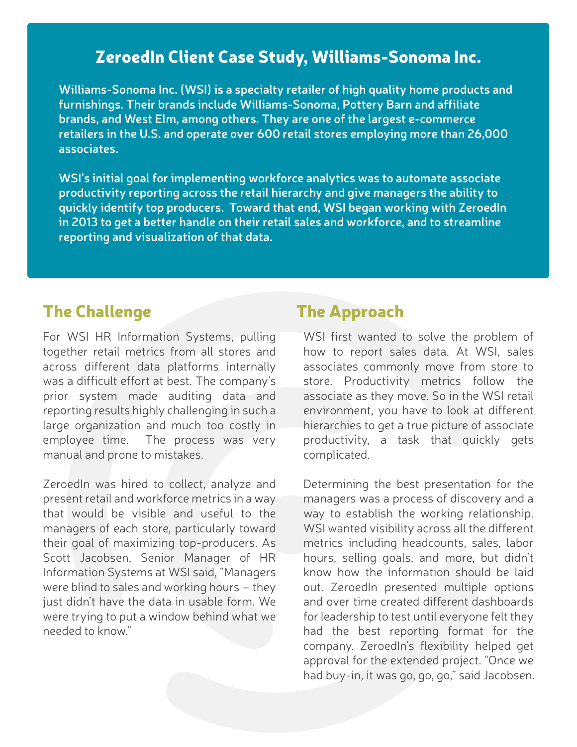# ZeroedIn Client Case Study, Williams-Sonoma Inc.

**Williams-Sonoma Inc. (WSI) is a specialty retailer of high quality home products and furnishings. Their brands include Williams-Sonoma, Pottery Barn and affiliate brands, and West Elm, among others. They are one of the largest e-commerce retailers in the U.S. and operate over 600 retail stores employing more than 26,000 associates.**

**WSI's initial goal for implementing workforce analytics was to automate associate productivity reporting across the retail hierarchy and give managers the ability to quickly identify top producers. Toward that end, WSI began working with ZeroedIn in 2013 to get a better handle on their retail sales and workforce, and to streamline reporting and visualization of that data.**

## The Challenge

For WSI HR Information Systems, pulling together retail metrics from all stores and across different data platforms internally was a difficult effort at best. The company's prior system made auditing data and reporting results highly challenging in such a large organization and much too costly in employee time. The process was very manual and prone to mistakes.

ZeroedIn was hired to collect, analyze and present retail and workforce metrics in a way that would be visible and useful to the managers of each store, particularly toward their goal of maximizing top-producers. As Scott Jacobsen, Senior Manager of HR Information Systems at WSI said, "Managers were blind to sales and working hours – they just didn't have the data in usable form. We were trying to put a window behind what we needed to know."

## The Approach

WSI first wanted to solve the problem of how to report sales data. At WSI, sales associates commonly move from store to store. Productivity metrics follow the associate as they move. So in the WSI retail environment, you have to look at different hierarchies to get a true picture of associate productivity, a task that quickly gets complicated.

Determining the best presentation for the managers was a process of discovery and a way to establish the working relationship. WSI wanted visibility across all the different metrics including headcounts, sales, labor hours, selling goals, and more, but didn't know how the information should be laid out. ZeroedIn presented multiple options and over time created different dashboards for leadership to test until everyone felt they had the best reporting format for the company. ZeroedIn's flexibility helped get approval for the extended project. "Once we had buy-in, it was go, go, go," said Jacobsen.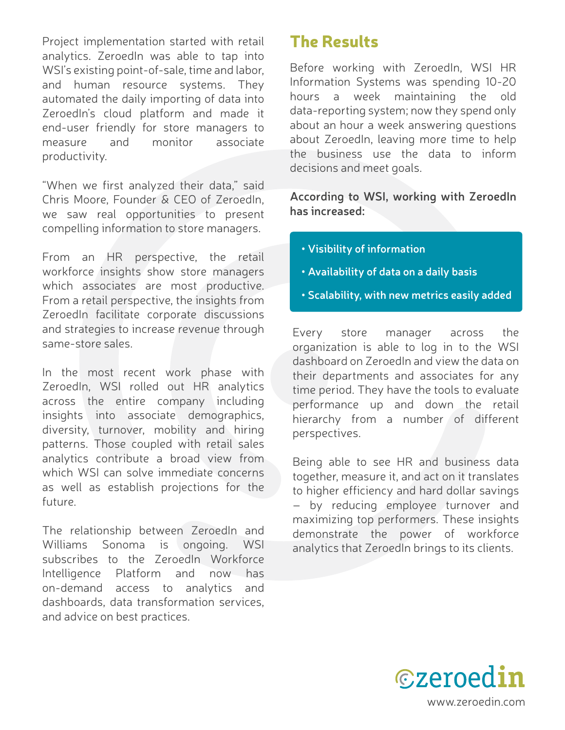Project implementation started with retail analytics. ZeroedIn was able to tap into WSI's existing point-of-sale, time and labor, and human resource systems. They automated the daily importing of data into ZeroedIn's cloud platform and made it end-user friendly for store managers to measure and monitor associate productivity.

"When we first analyzed their data," said Chris Moore, Founder & CEO of ZeroedIn, we saw real opportunities to present compelling information to store managers.

From an HR perspective, the retail workforce insights show store managers which associates are most productive. From a retail perspective, the insights from ZeroedIn facilitate corporate discussions and strategies to increase revenue through same-store sales.

In the most recent work phase with ZeroedIn, WSI rolled out HR analytics across the entire company including insights into associate demographics, diversity, turnover, mobility and hiring patterns. Those coupled with retail sales analytics contribute a broad view from which WSI can solve immediate concerns as well as establish projections for the future.

The relationship between ZeroedIn and Williams Sonoma is ongoing. WSI subscribes to the ZeroedIn Workforce Intelligence Platform and now has on-demand access to analytics and dashboards, data transformation services, and advice on best practices.

## The Results

Before working with ZeroedIn, WSI HR Information Systems was spending 10-20 hours a week maintaining the old data-reporting system; now they spend only about an hour a week answering questions about ZeroedIn, leaving more time to help the business use the data to inform decisions and meet goals.

**According to WSI, working with ZeroedIn has increased:**

- **Visibility of information**
- **Availability of data on a daily basis**
- **Scalability, with new metrics easily added**

Every store manager across the organization is able to log in to the WSI dashboard on ZeroedIn and view the data on their departments and associates for any time period. They have the tools to evaluate performance up and down the retail hierarchy from a number of different perspectives.

Being able to see HR and business data together, measure it, and act on it translates to higher efficiency and hard dollar savings – by reducing employee turnover and maximizing top performers. These insights demonstrate the power of workforce analytics that ZeroedIn brings to its clients.

zeroedin

www.zeroedin.com